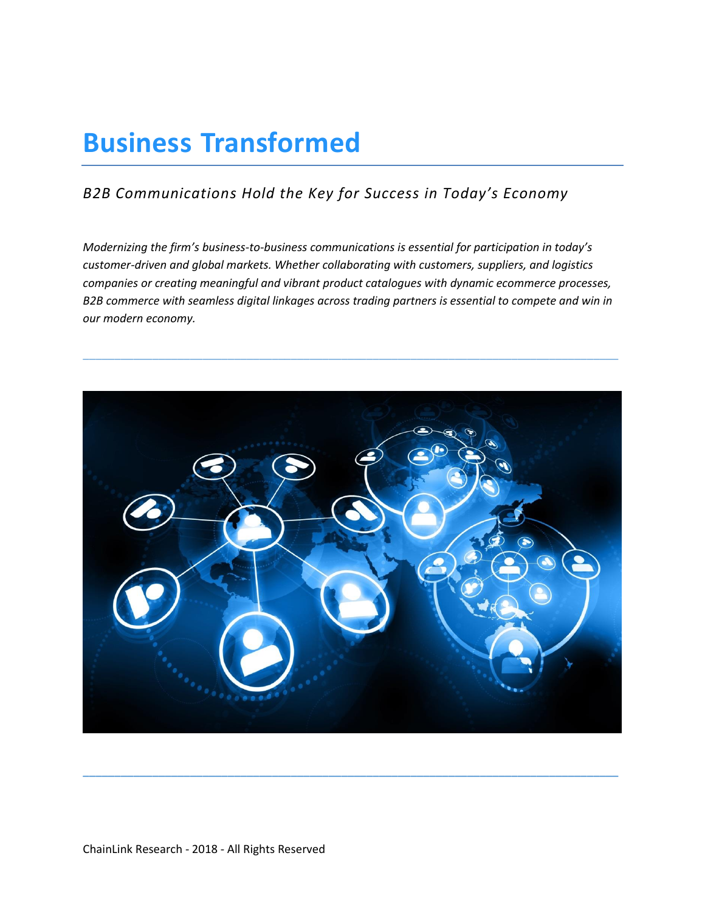# Business Transformed

*B2B Communications Hold the Key for Success in Today's Economy*

*Modernizing the firm's business-to-business communications is essential for participation in today's customer-driven and global markets. Whether collaborating with customers, suppliers, and logistics companies or creating meaningful and vibrant product catalogues with dynamic ecommerce processes, B2B commerce with seamless digital linkages across trading partners is essential to compete and win in our modern economy.*

ChainLink Research - 2018 - All Rights Reserved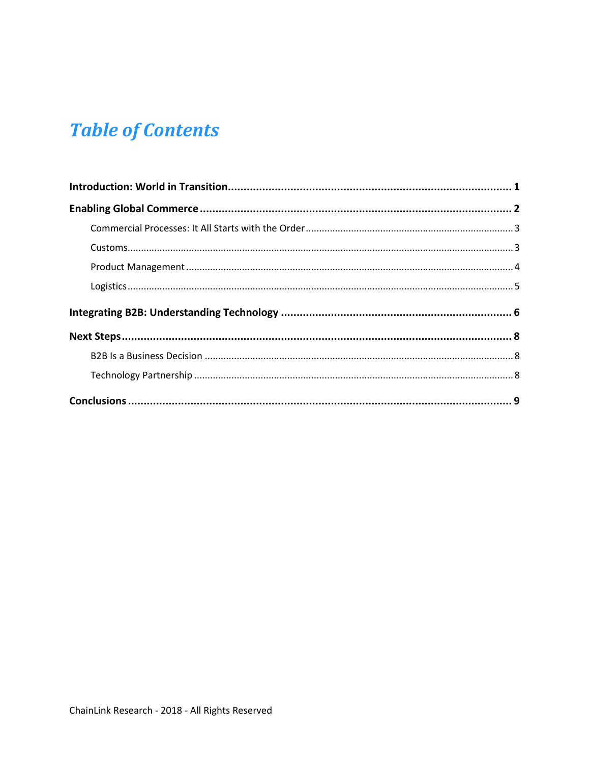# *Table of Contents*

**Introduction: World in Transition** .......... **1**

**Enabling Global Commerce** .......... **2**

- Commercial Processes: It All Starts with the Order .......... 3
- Customs .......... 3
- Product Management .......... 4
- Logistics .......... 5

**Integrating B2B: Understanding Technology** .......... **6**

**Next Steps** .......... **8**

- B2B Is a Business Decision .......... 8
- Technology Partnership .......... 8

**Conclusions** .......... **9**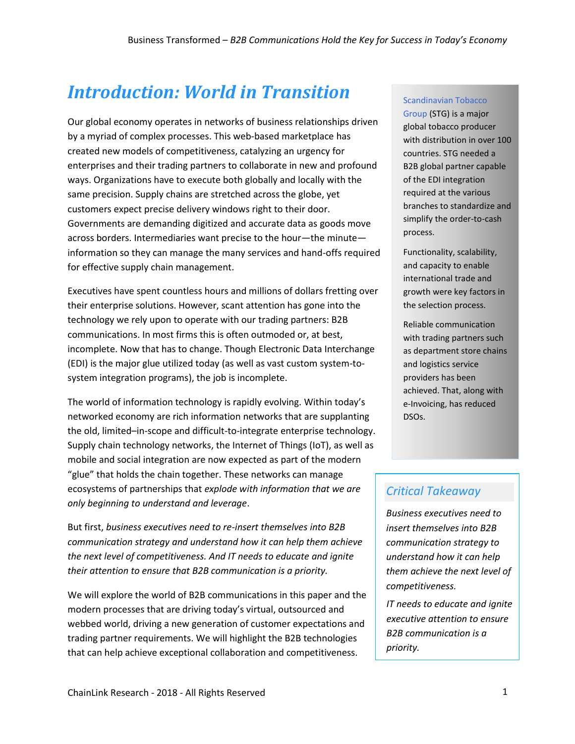# *Introduction: World in Transition*

Our global economy operates in networks of business relationships driven by a myriad of complex processes. This web-based marketplace has created new models of competitiveness, catalyzing an urgency for enterprises and their trading partners to collaborate in new and profound ways. Organizations have to execute both globally and locally with the same precision. Supply chains are stretched across the globe, yet customers expect precise delivery windows right to their door. Governments are demanding digitized and accurate data as goods move across borders. Intermediaries want precise to the hour—the minute—information so they can manage the many services and hand-offs required for effective supply chain management.

Executives have spent countless hours and millions of dollars fretting over their enterprise solutions. However, scant attention has gone into the technology we rely upon to operate with our trading partners: B2B communications. In most firms this is often outmoded or, at best, incomplete. Now that has to change. Though Electronic Data Interchange (EDI) is the major glue utilized today (as well as vast custom system-to-system integration programs), the job is incomplete.

The world of information technology is rapidly evolving. Within today's networked economy are rich information networks that are supplanting the old, limited–in-scope and difficult-to-integrate enterprise technology. Supply chain technology networks, the Internet of Things (IoT), as well as mobile and social integration are now expected as part of the modern "glue" that holds the chain together. These networks can manage ecosystems of partnerships that *explode with information that we are only beginning to understand and leverage*.

But first, *business executives need to re-insert themselves into B2B communication strategy and understand how it can help them achieve the next level of competitiveness. And IT needs to educate and ignite their attention to ensure that B2B communication is a priority.*

We will explore the world of B2B communications in this paper and the modern processes that are driving today's virtual, outsourced and webbed world, driving a new generation of customer expectations and trading partner requirements. We will highlight the B2B technologies that can help achieve exceptional collaboration and competitiveness.

Scandinavian Tobacco Group (STG) is a major global tobacco producer with distribution in over 100 countries. STG needed a B2B global partner capable of the EDI integration required at the various branches to standardize and simplify the order-to-cash process.

Functionality, scalability, and capacity to enable international trade and growth were key factors in the selection process.

Reliable communication with trading partners such as department store chains and logistics service providers has been achieved. That, along with e-Invoicing, has reduced DSOs.

### *Critical Takeaway*

*Business executives need to insert themselves into B2B communication strategy to understand how it can help them achieve the next level of competitiveness.*

*IT needs to educate and ignite executive attention to ensure B2B communication is a priority.*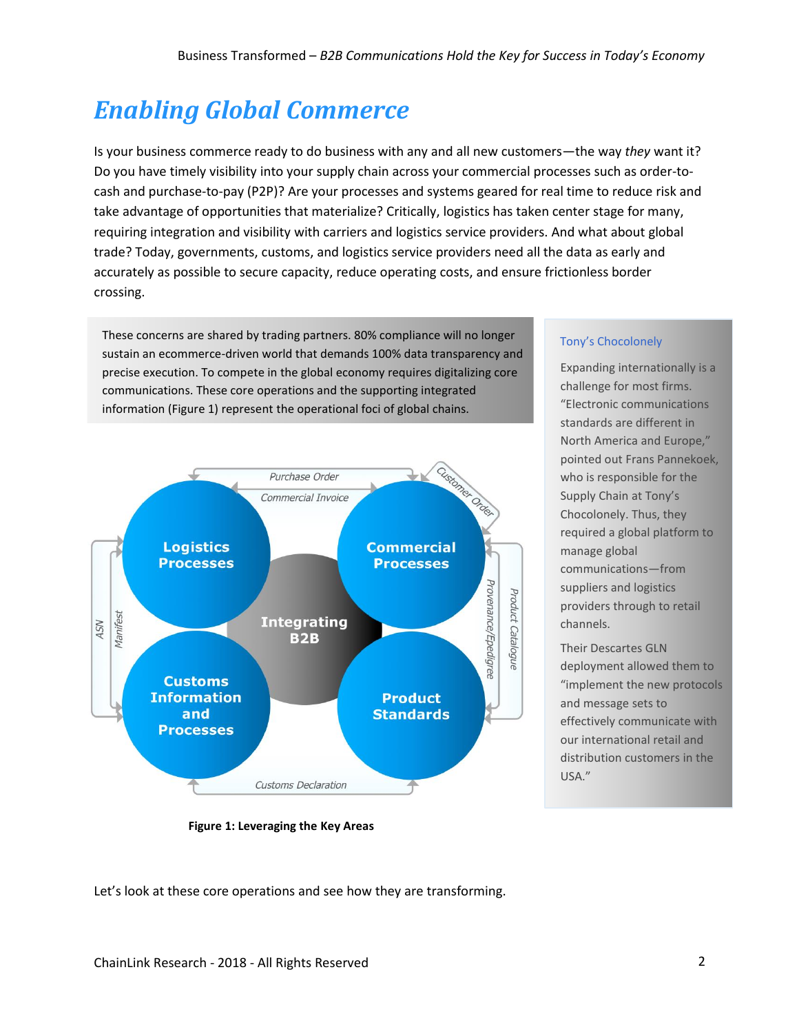# *Enabling Global Commerce*

Is your business commerce ready to do business with any and all new customers—the way *they* want it? Do you have timely visibility into your supply chain across your commercial processes such as order-to-cash and purchase-to-pay (P2P)? Are your processes and systems geared for real time to reduce risk and take advantage of opportunities that materialize? Critically, logistics has taken center stage for many, requiring integration and visibility with carriers and logistics service providers. And what about global trade? Today, governments, customs, and logistics service providers need all the data as early and accurately as possible to secure capacity, reduce operating costs, and ensure frictionless border crossing.

> These concerns are shared by trading partners. 80% compliance will no longer sustain an ecommerce-driven world that demands 100% data transparency and precise execution. To compete in the global economy requires digitalizing core communications. These core operations and the supporting integrated information (Figure 1) represent the operational foci of global chains.

Purchase Order

Commercial Invoice

Customer Order

Logistics Processes

Commercial Processes

Integrating B2B

Customs Information and Processes

Product Standards

ASN

Manifest

Provenance/Epedigree

Product Catalogue

Customs Declaration

**Figure 1: Leveraging the Key Areas**

> **Tony's Chocolonely**
>
> Expanding internationally is a challenge for most firms. "Electronic communications standards are different in North America and Europe," pointed out Frans Pannekoek, who is responsible for the Supply Chain at Tony's Chocolonely. Thus, they required a global platform to manage global communications—from suppliers and logistics providers through to retail channels.
>
> Their Descartes GLN deployment allowed them to "implement the new protocols and message sets to effectively communicate with our international retail and distribution customers in the USA."

Let's look at these core operations and see how they are transforming.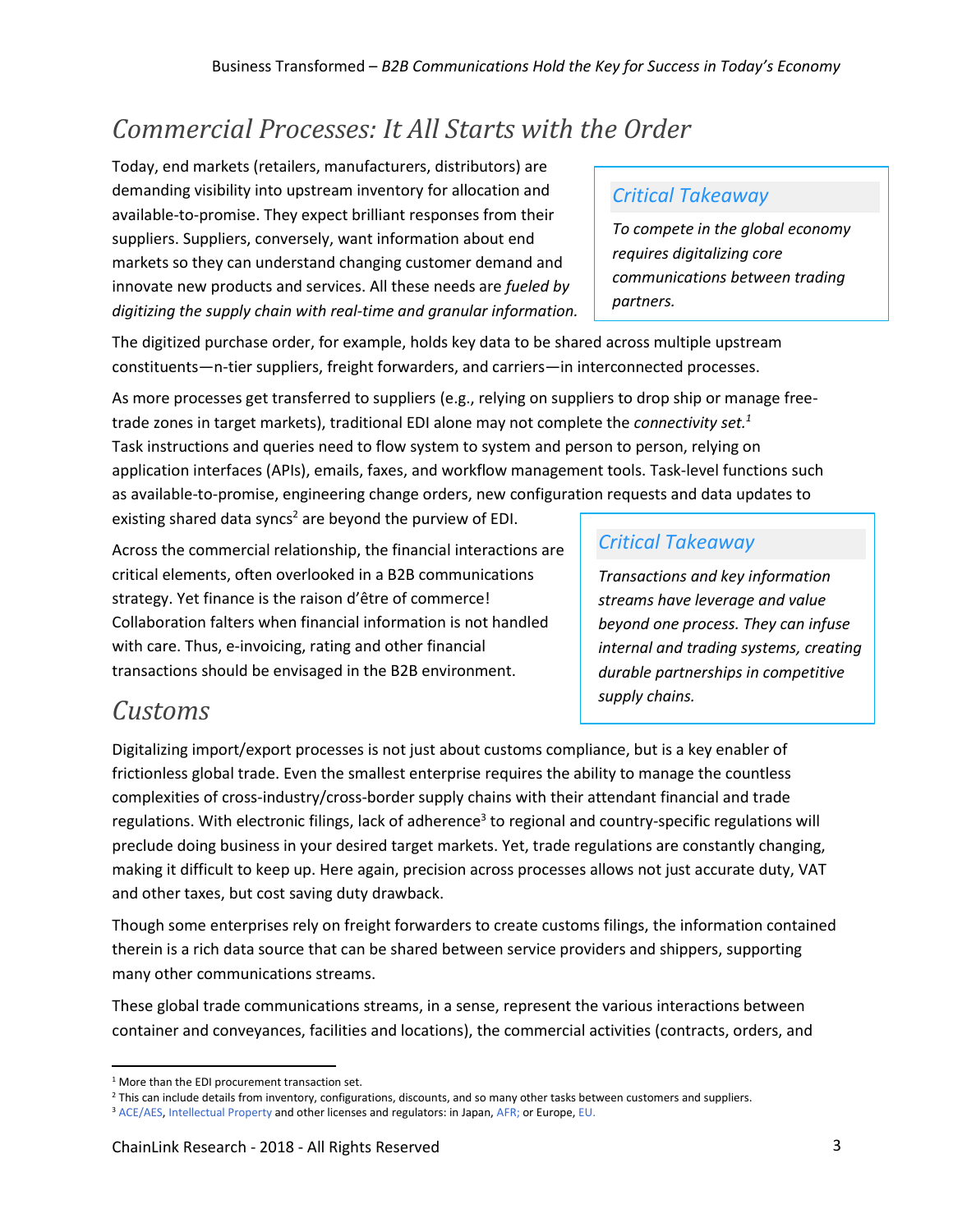## *Commercial Processes: It All Starts with the Order*

Today, end markets (retailers, manufacturers, distributors) are demanding visibility into upstream inventory for allocation and available-to-promise. They expect brilliant responses from their suppliers. Suppliers, conversely, want information about end markets so they can understand changing customer demand and innovate new products and services. All these needs are *fueled by digitizing the supply chain with real-time and granular information.*

> *Critical Takeaway*
>
> *To compete in the global economy requires digitalizing core communications between trading partners.*

The digitized purchase order, for example, holds key data to be shared across multiple upstream constituents—n-tier suppliers, freight forwarders, and carriers—in interconnected processes.

As more processes get transferred to suppliers (e.g., relying on suppliers to drop ship or manage free-trade zones in target markets), traditional EDI alone may not complete the *connectivity set.*[1] Task instructions and queries need to flow system to system and person to person, relying on application interfaces (APIs), emails, faxes, and workflow management tools. Task-level functions such as available-to-promise, engineering change orders, new configuration requests and data updates to existing shared data syncs[2] are beyond the purview of EDI.

Across the commercial relationship, the financial interactions are critical elements, often overlooked in a B2B communications strategy. Yet finance is the raison d'être of commerce! Collaboration falters when financial information is not handled with care. Thus, e-invoicing, rating and other financial transactions should be envisaged in the B2B environment.

> *Critical Takeaway*
>
> *Transactions and key information streams have leverage and value beyond one process. They can infuse internal and trading systems, creating durable partnerships in competitive supply chains.*

## *Customs*

Digitalizing import/export processes is not just about customs compliance, but is a key enabler of frictionless global trade. Even the smallest enterprise requires the ability to manage the countless complexities of cross-industry/cross-border supply chains with their attendant financial and trade regulations. With electronic filings, lack of adherence[3] to regional and country-specific regulations will preclude doing business in your desired target markets. Yet, trade regulations are constantly changing, making it difficult to keep up. Here again, precision across processes allows not just accurate duty, VAT and other taxes, but cost saving duty drawback.

Though some enterprises rely on freight forwarders to create customs filings, the information contained therein is a rich data source that can be shared between service providers and shippers, supporting many other communications streams.

These global trade communications streams, in a sense, represent the various interactions between container and conveyances, facilities and locations), the commercial activities (contracts, orders, and

---

[1] More than the EDI procurement transaction set.

[2] This can include details from inventory, configurations, discounts, and so many other tasks between customers and suppliers.

[3] ACE/AES, Intellectual Property and other licenses and regulators: in Japan, AFR; or Europe, EU.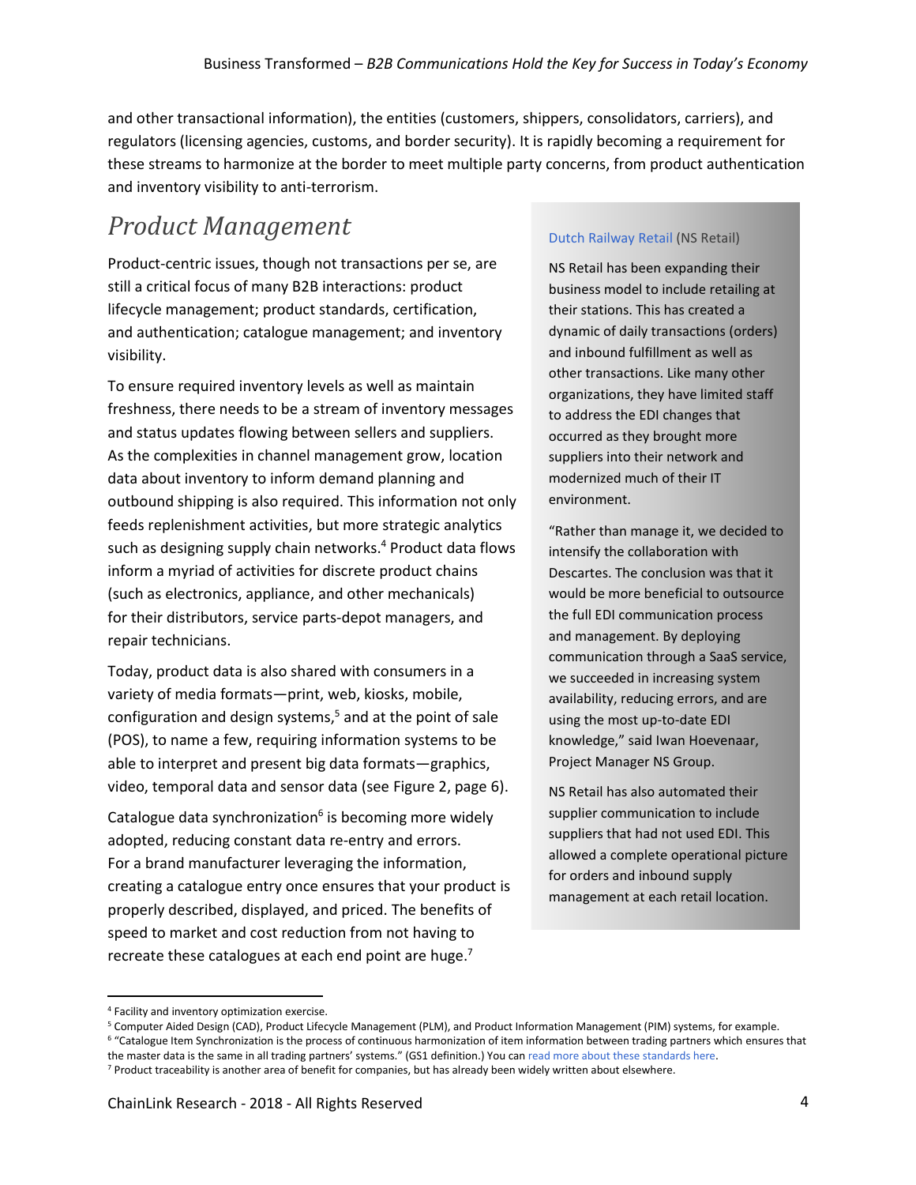and other transactional information), the entities (customers, shippers, consolidators, carriers), and regulators (licensing agencies, customs, and border security). It is rapidly becoming a requirement for these streams to harmonize at the border to meet multiple party concerns, from product authentication and inventory visibility to anti-terrorism.

## *Product Management*

Product-centric issues, though not transactions per se, are still a critical focus of many B2B interactions: product lifecycle management; product standards, certification, and authentication; catalogue management; and inventory visibility.

To ensure required inventory levels as well as maintain freshness, there needs to be a stream of inventory messages and status updates flowing between sellers and suppliers. As the complexities in channel management grow, location data about inventory to inform demand planning and outbound shipping is also required. This information not only feeds replenishment activities, but more strategic analytics such as designing supply chain networks.[4] Product data flows inform a myriad of activities for discrete product chains (such as electronics, appliance, and other mechanicals) for their distributors, service parts-depot managers, and repair technicians.

Today, product data is also shared with consumers in a variety of media formats—print, web, kiosks, mobile, configuration and design systems,[5] and at the point of sale (POS), to name a few, requiring information systems to be able to interpret and present big data formats—graphics, video, temporal data and sensor data (see Figure 2, page 6).

Catalogue data synchronization[6] is becoming more widely adopted, reducing constant data re-entry and errors. For a brand manufacturer leveraging the information, creating a catalogue entry once ensures that your product is properly described, displayed, and priced. The benefits of speed to market and cost reduction from not having to recreate these catalogues at each end point are huge.[7]

> Dutch Railway Retail (NS Retail)
>
> NS Retail has been expanding their business model to include retailing at their stations. This has created a dynamic of daily transactions (orders) and inbound fulfillment as well as other transactions. Like many other organizations, they have limited staff to address the EDI changes that occurred as they brought more suppliers into their network and modernized much of their IT environment.
>
> "Rather than manage it, we decided to intensify the collaboration with Descartes. The conclusion was that it would be more beneficial to outsource the full EDI communication process and management. By deploying communication through a SaaS service, we succeeded in increasing system availability, reducing errors, and are using the most up-to-date EDI knowledge," said Iwan Hoevenaar, Project Manager NS Group.
>
> NS Retail has also automated their supplier communication to include suppliers that had not used EDI. This allowed a complete operational picture for orders and inbound supply management at each retail location.

---

[4] Facility and inventory optimization exercise.

[5] Computer Aided Design (CAD), Product Lifecycle Management (PLM), and Product Information Management (PIM) systems, for example.

[6] "Catalogue Item Synchronization is the process of continuous harmonization of item information between trading partners which ensures that the master data is the same in all trading partners' systems." (GS1 definition.) You can read more about these standards here.

[7] Product traceability is another area of benefit for companies, but has already been widely written about elsewhere.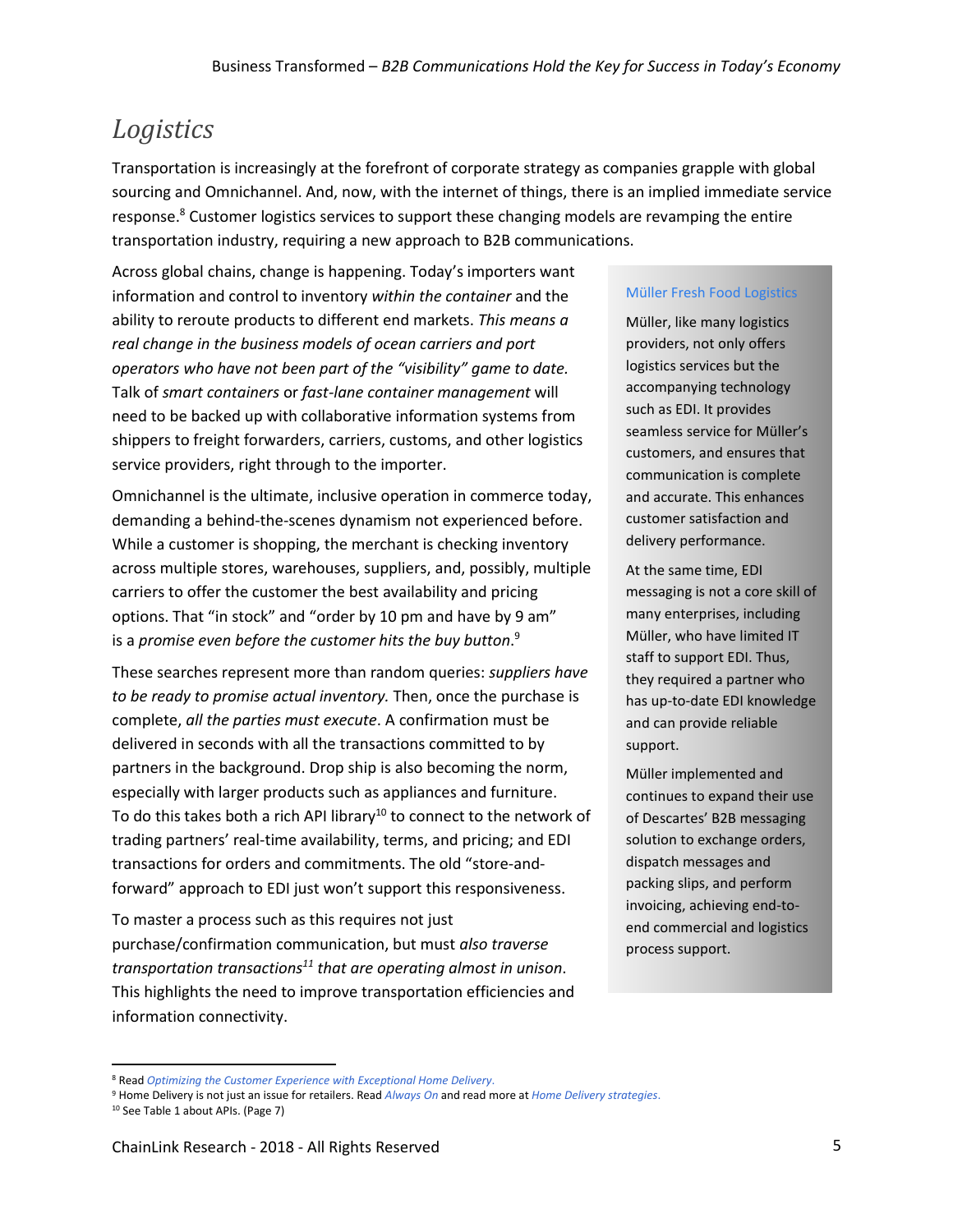## *Logistics*

Transportation is increasingly at the forefront of corporate strategy as companies grapple with global sourcing and Omnichannel. And, now, with the internet of things, there is an implied immediate service response.[8] Customer logistics services to support these changing models are revamping the entire transportation industry, requiring a new approach to B2B communications.

Across global chains, change is happening. Today's importers want information and control to inventory *within the container* and the ability to reroute products to different end markets. *This means a real change in the business models of ocean carriers and port operators who have not been part of the "visibility" game to date.* Talk of *smart containers* or *fast-lane container management* will need to be backed up with collaborative information systems from shippers to freight forwarders, carriers, customs, and other logistics service providers, right through to the importer.

Omnichannel is the ultimate, inclusive operation in commerce today, demanding a behind-the-scenes dynamism not experienced before. While a customer is shopping, the merchant is checking inventory across multiple stores, warehouses, suppliers, and, possibly, multiple carriers to offer the customer the best availability and pricing options. That "in stock" and "order by 10 pm and have by 9 am" is a *promise even before the customer hits the buy button*.[9]

These searches represent more than random queries: *suppliers have to be ready to promise actual inventory.* Then, once the purchase is complete, *all the parties must execute*. A confirmation must be delivered in seconds with all the transactions committed to by partners in the background. Drop ship is also becoming the norm, especially with larger products such as appliances and furniture. To do this takes both a rich API library[10] to connect to the network of trading partners' real-time availability, terms, and pricing; and EDI transactions for orders and commitments. The old "store-and-forward" approach to EDI just won't support this responsiveness.

To master a process such as this requires not just purchase/confirmation communication, but must *also traverse transportation transactions*[11] *that are operating almost in unison*. This highlights the need to improve transportation efficiencies and information connectivity.

> **Müller Fresh Food Logistics**
>
> Müller, like many logistics providers, not only offers logistics services but the accompanying technology such as EDI. It provides seamless service for Müller's customers, and ensures that communication is complete and accurate. This enhances customer satisfaction and delivery performance.
>
> At the same time, EDI messaging is not a core skill of many enterprises, including Müller, who have limited IT staff to support EDI. Thus, they required a partner who has up-to-date EDI knowledge and can provide reliable support.
>
> Müller implemented and continues to expand their use of Descartes' B2B messaging solution to exchange orders, dispatch messages and packing slips, and perform invoicing, achieving end-to-end commercial and logistics process support.

---

[8] Read *Optimizing the Customer Experience with Exceptional Home Delivery.*

[9] Home Delivery is not just an issue for retailers. Read *Always On* and read more at *Home Delivery strategies.*

[10] See Table 1 about APIs. (Page 7)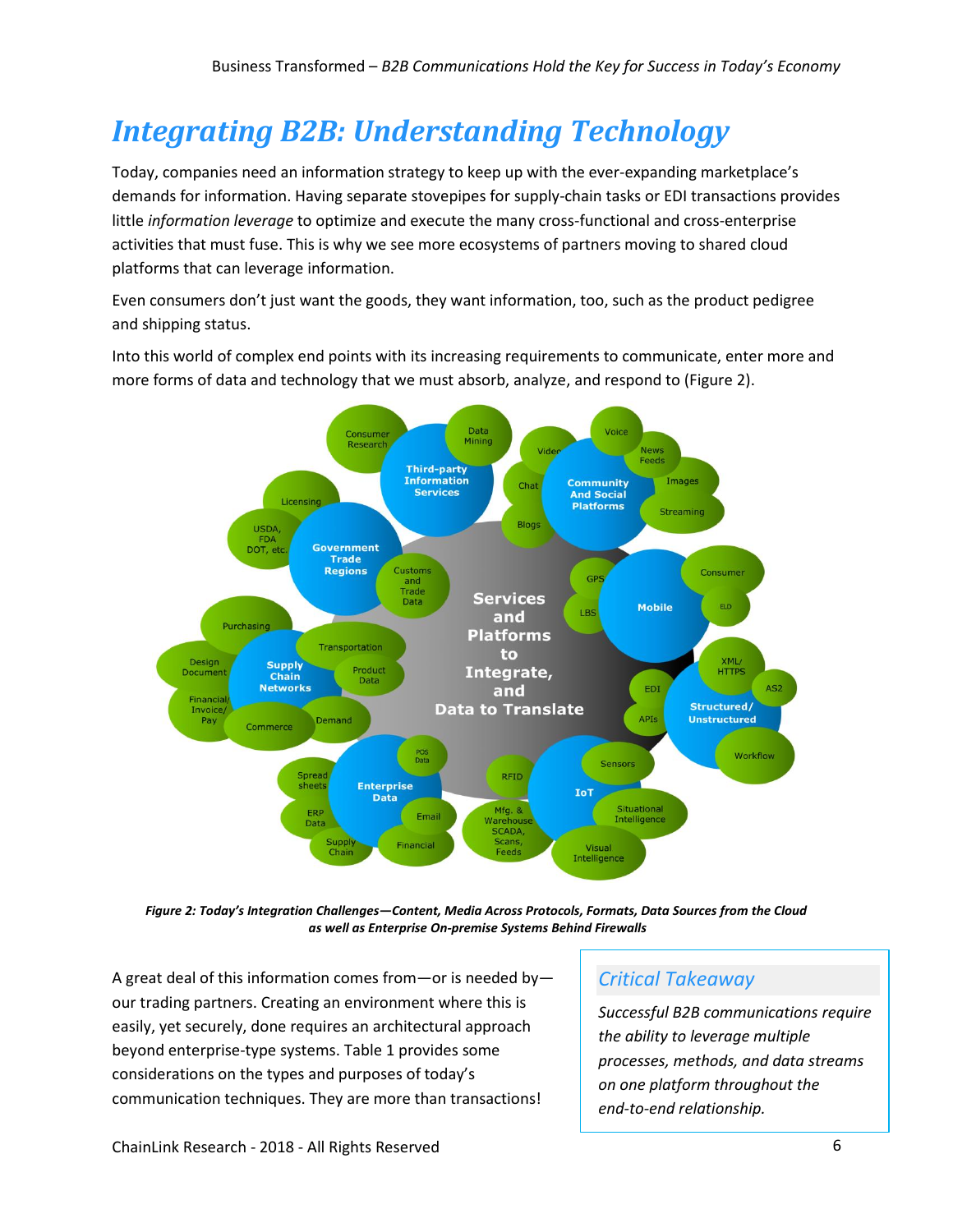# Integrating B2B: Understanding Technology

Today, companies need an information strategy to keep up with the ever-expanding marketplace's demands for information. Having separate stovepipes for supply-chain tasks or EDI transactions provides little *information leverage* to optimize and execute the many cross-functional and cross-enterprise activities that must fuse. This is why we see more ecosystems of partners moving to shared cloud platforms that can leverage information.

Even consumers don't just want the goods, they want information, too, such as the product pedigree and shipping status.

Into this world of complex end points with its increasing requirements to communicate, enter more and more forms of data and technology that we must absorb, analyze, and respond to (Figure 2).

***Figure 2: Today's Integration Challenges—Content, Media Across Protocols, Formats, Data Sources from the Cloud as well as Enterprise On-premise Systems Behind Firewalls***

A great deal of this information comes from—or is needed by—our trading partners. Creating an environment where this is easily, yet securely, done requires an architectural approach beyond enterprise-type systems. Table 1 provides some considerations on the types and purposes of today's communication techniques. They are more than transactions!

> ### *Critical Takeaway*
>
> *Successful B2B communications require the ability to leverage multiple processes, methods, and data streams on one platform throughout the end-to-end relationship.*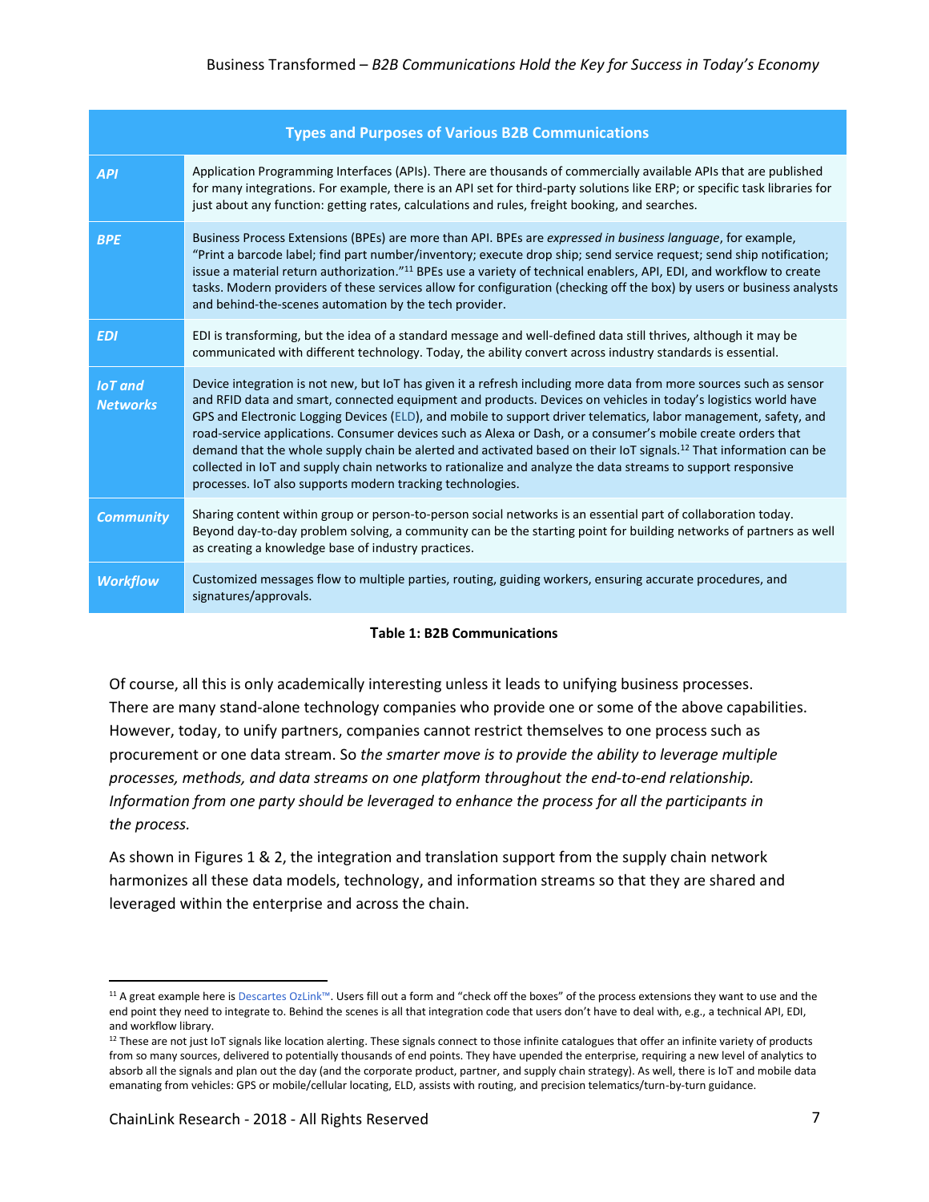| Types and Purposes of Various B2B Communications | |
|---|---|
| ***API*** | Application Programming Interfaces (APIs). There are thousands of commercially available APIs that are published for many integrations. For example, there is an API set for third-party solutions like ERP; or specific task libraries for just about any function: getting rates, calculations and rules, freight booking, and searches. |
| ***BPE*** | Business Process Extensions (BPEs) are more than API. BPEs are *expressed in business language*, for example, "Print a barcode label; find part number/inventory; execute drop ship; send service request; send ship notification; issue a material return authorization."[11] BPEs use a variety of technical enablers, API, EDI, and workflow to create tasks. Modern providers of these services allow for configuration (checking off the box) by users or business analysts and behind-the-scenes automation by the tech provider. |
| ***EDI*** | EDI is transforming, but the idea of a standard message and well-defined data still thrives, although it may be communicated with different technology. Today, the ability convert across industry standards is essential. |
| ***IoT and Networks*** | Device integration is not new, but IoT has given it a refresh including more data from more sources such as sensor and RFID data and smart, connected equipment and products. Devices on vehicles in today's logistics world have GPS and Electronic Logging Devices (ELD), and mobile to support driver telematics, labor management, safety, and road-service applications. Consumer devices such as Alexa or Dash, or a consumer's mobile create orders that demand that the whole supply chain be alerted and activated based on their IoT signals.[12] That information can be collected in IoT and supply chain networks to rationalize and analyze the data streams to support responsive processes. IoT also supports modern tracking technologies. |
| ***Community*** | Sharing content within group or person-to-person social networks is an essential part of collaboration today. Beyond day-to-day problem solving, a community can be the starting point for building networks of partners as well as creating a knowledge base of industry practices. |
| ***Workflow*** | Customized messages flow to multiple parties, routing, guiding workers, ensuring accurate procedures, and signatures/approvals. |

**Table 1: B2B Communications**

Of course, all this is only academically interesting unless it leads to unifying business processes. There are many stand-alone technology companies who provide one or some of the above capabilities. However, today, to unify partners, companies cannot restrict themselves to one process such as procurement or one data stream. So *the smarter move is to provide the ability to leverage multiple processes, methods, and data streams on one platform throughout the end-to-end relationship. Information from one party should be leveraged to enhance the process for all the participants in the process.*

As shown in Figures 1 & 2, the integration and translation support from the supply chain network harmonizes all these data models, technology, and information streams so that they are shared and leveraged within the enterprise and across the chain.

---

[11] A great example here is Descartes OzLink™. Users fill out a form and "check off the boxes" of the process extensions they want to use and the end point they need to integrate to. Behind the scenes is all that integration code that users don't have to deal with, e.g., a technical API, EDI, and workflow library.

[12] These are not just IoT signals like location alerting. These signals connect to those infinite catalogues that offer an infinite variety of products from so many sources, delivered to potentially thousands of end points. They have upended the enterprise, requiring a new level of analytics to absorb all the signals and plan out the day (and the corporate product, partner, and supply chain strategy). As well, there is IoT and mobile data emanating from vehicles: GPS or mobile/cellular locating, ELD, assists with routing, and precision telematics/turn-by-turn guidance.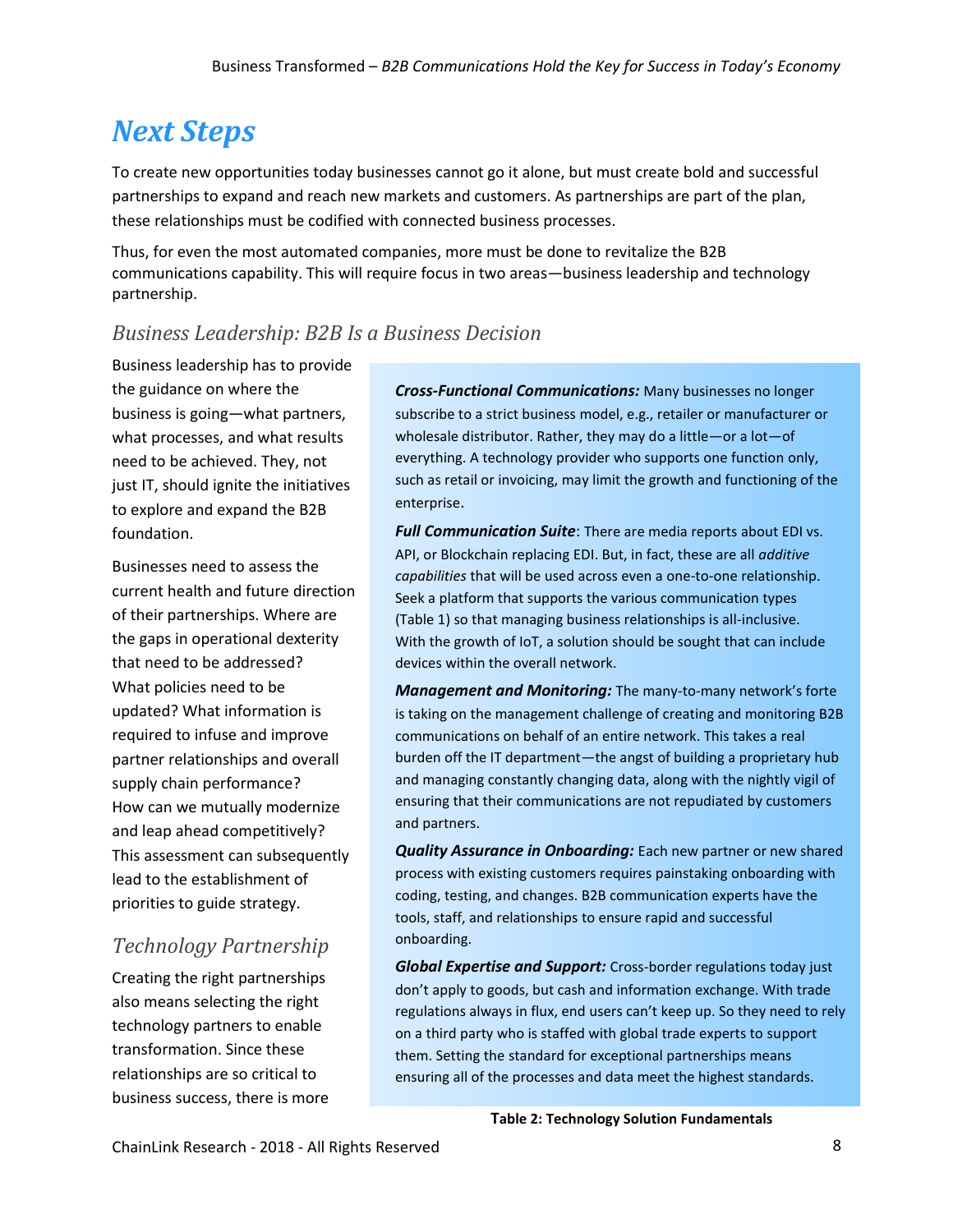# Next Steps

To create new opportunities today businesses cannot go it alone, but must create bold and successful partnerships to expand and reach new markets and customers. As partnerships are part of the plan, these relationships must be codified with connected business processes.

Thus, for even the most automated companies, more must be done to revitalize the B2B communications capability. This will require focus in two areas—business leadership and technology partnership.

## *Business Leadership: B2B Is a Business Decision*

Business leadership has to provide the guidance on where the business is going—what partners, what processes, and what results need to be achieved. They, not just IT, should ignite the initiatives to explore and expand the B2B foundation.

Businesses need to assess the current health and future direction of their partnerships. Where are the gaps in operational dexterity that need to be addressed? What policies need to be updated? What information is required to infuse and improve partner relationships and overall supply chain performance? How can we mutually modernize and leap ahead competitively? This assessment can subsequently lead to the establishment of priorities to guide strategy.

## *Technology Partnership*

Creating the right partnerships also means selecting the right technology partners to enable transformation. Since these relationships are so critical to business success, there is more

***Cross-Functional Communications:*** Many businesses no longer subscribe to a strict business model, e.g., retailer or manufacturer or wholesale distributor. Rather, they may do a little—or a lot—of everything. A technology provider who supports one function only, such as retail or invoicing, may limit the growth and functioning of the enterprise.

***Full Communication Suite***: There are media reports about EDI vs. API, or Blockchain replacing EDI. But, in fact, these are all *additive capabilities* that will be used across even a one-to-one relationship. Seek a platform that supports the various communication types (Table 1) so that managing business relationships is all-inclusive. With the growth of IoT, a solution should be sought that can include devices within the overall network.

***Management and Monitoring:*** The many-to-many network's forte is taking on the management challenge of creating and monitoring B2B communications on behalf of an entire network. This takes a real burden off the IT department—the angst of building a proprietary hub and managing constantly changing data, along with the nightly vigil of ensuring that their communications are not repudiated by customers and partners.

***Quality Assurance in Onboarding:*** Each new partner or new shared process with existing customers requires painstaking onboarding with coding, testing, and changes. B2B communication experts have the tools, staff, and relationships to ensure rapid and successful onboarding.

***Global Expertise and Support:*** Cross-border regulations today just don't apply to goods, but cash and information exchange. With trade regulations always in flux, end users can't keep up. So they need to rely on a third party who is staffed with global trade experts to support them. Setting the standard for exceptional partnerships means ensuring all of the processes and data meet the highest standards.

**Table 2: Technology Solution Fundamentals**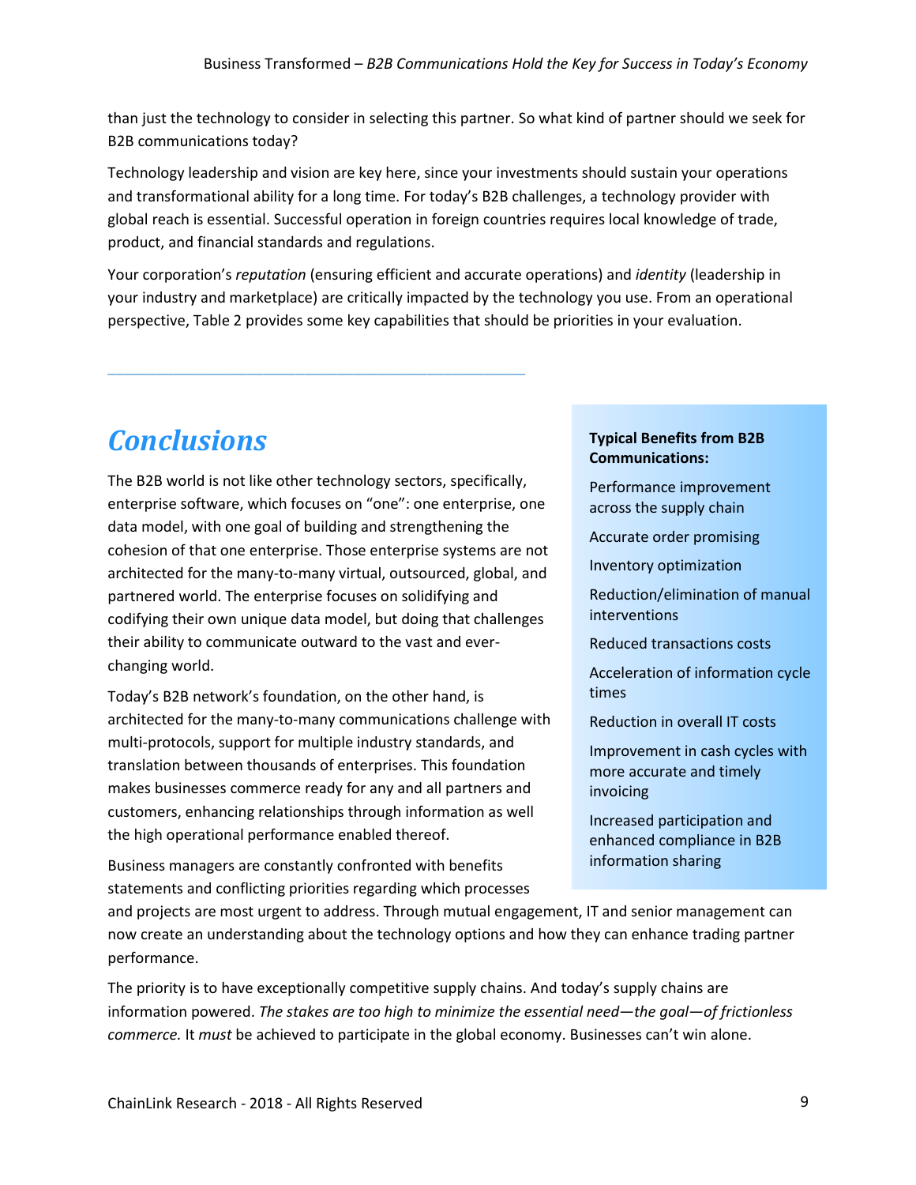than just the technology to consider in selecting this partner. So what kind of partner should we seek for B2B communications today?

Technology leadership and vision are key here, since your investments should sustain your operations and transformational ability for a long time. For today's B2B challenges, a technology provider with global reach is essential. Successful operation in foreign countries requires local knowledge of trade, product, and financial standards and regulations.

Your corporation's *reputation* (ensuring efficient and accurate operations) and *identity* (leadership in your industry and marketplace) are critically impacted by the technology you use. From an operational perspective, Table 2 provides some key capabilities that should be priorities in your evaluation.

---

## *Conclusions*

The B2B world is not like other technology sectors, specifically, enterprise software, which focuses on "one": one enterprise, one data model, with one goal of building and strengthening the cohesion of that one enterprise. Those enterprise systems are not architected for the many-to-many virtual, outsourced, global, and partnered world. The enterprise focuses on solidifying and codifying their own unique data model, but doing that challenges their ability to communicate outward to the vast and ever-changing world.

Today's B2B network's foundation, on the other hand, is architected for the many-to-many communications challenge with multi-protocols, support for multiple industry standards, and translation between thousands of enterprises. This foundation makes businesses commerce ready for any and all partners and customers, enhancing relationships through information as well the high operational performance enabled thereof.

> **Typical Benefits from B2B Communications:**
>
> Performance improvement across the supply chain
>
> Accurate order promising
>
> Inventory optimization
>
> Reduction/elimination of manual interventions
>
> Reduced transactions costs
>
> Acceleration of information cycle times
>
> Reduction in overall IT costs
>
> Improvement in cash cycles with more accurate and timely invoicing
>
> Increased participation and enhanced compliance in B2B information sharing

Business managers are constantly confronted with benefits statements and conflicting priorities regarding which processes and projects are most urgent to address. Through mutual engagement, IT and senior management can now create an understanding about the technology options and how they can enhance trading partner performance.

The priority is to have exceptionally competitive supply chains. And today's supply chains are information powered. *The stakes are too high to minimize the essential need—the goal—of frictionless commerce.* It *must* be achieved to participate in the global economy. Businesses can't win alone.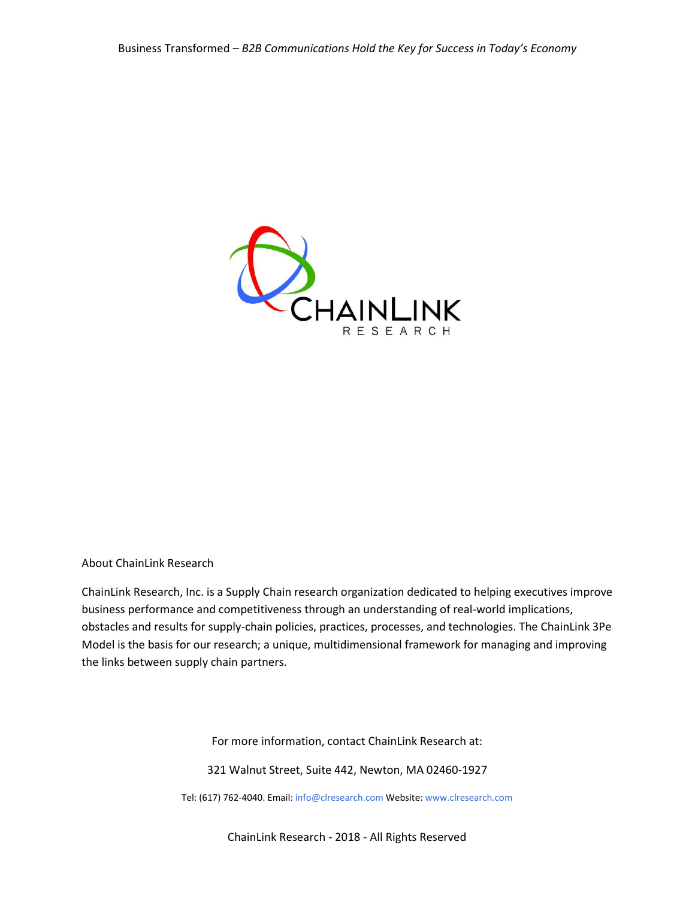About ChainLink Research

ChainLink Research, Inc. is a Supply Chain research organization dedicated to helping executives improve business performance and competitiveness through an understanding of real-world implications, obstacles and results for supply-chain policies, practices, processes, and technologies. The ChainLink 3Pe Model is the basis for our research; a unique, multidimensional framework for managing and improving the links between supply chain partners.

For more information, contact ChainLink Research at:

321 Walnut Street, Suite 442, Newton, MA 02460-1927

Tel: (617) 762-4040. Email: info@clresearch.com Website: www.clresearch.com

ChainLink Research - 2018 - All Rights Reserved